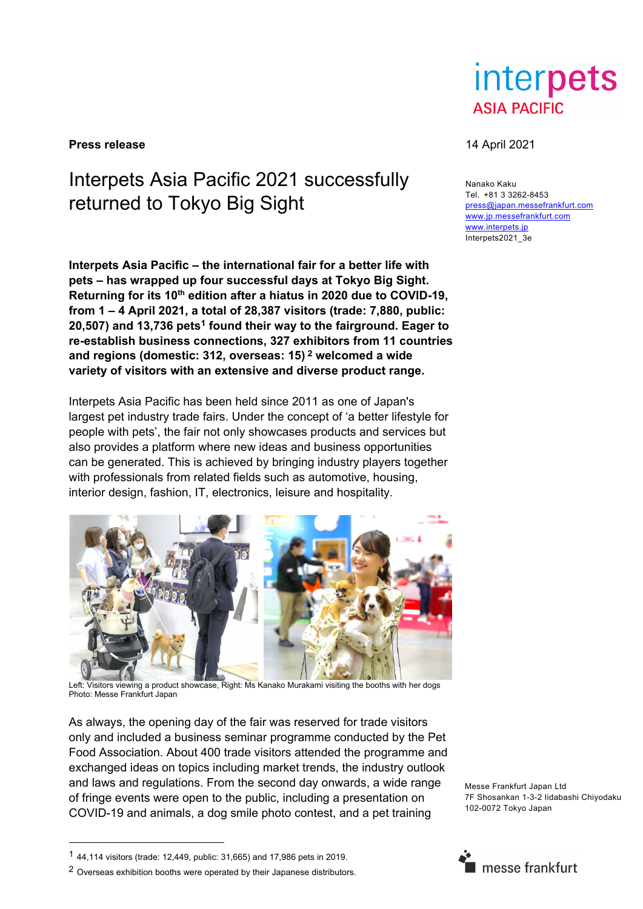**Press release**

14 April 2021

Nanako Kaku
Tel. +81 3 3262-8453
press@japan.messefrankfurt.com
www.jp.messefrankfurt.com
www.interpets.jp
Interpets2021_3e

# Interpets Asia Pacific 2021 successfully returned to Tokyo Big Sight

**Interpets Asia Pacific – the international fair for a better life with pets – has wrapped up four successful days at Tokyo Big Sight. Returning for its 10th edition after a hiatus in 2020 due to COVID-19, from 1 – 4 April 2021, a total of 28,387 visitors (trade: 7,880, public: 20,507) and 13,736 pets[1] found their way to the fairground. Eager to re-establish business connections, 327 exhibitors from 11 countries and regions (domestic: 312, overseas: 15) [2] welcomed a wide variety of visitors with an extensive and diverse product range.**

Interpets Asia Pacific has been held since 2011 as one of Japan's largest pet industry trade fairs. Under the concept of 'a better lifestyle for people with pets', the fair not only showcases products and services but also provides a platform where new ideas and business opportunities can be generated. This is achieved by bringing industry players together with professionals from related fields such as automotive, housing, interior design, fashion, IT, electronics, leisure and hospitality.

Left: Visitors viewing a product showcase, Right: Ms Kanako Murakami visiting the booths with her dogs
Photo: Messe Frankfurt Japan

As always, the opening day of the fair was reserved for trade visitors only and included a business seminar programme conducted by the Pet Food Association. About 400 trade visitors attended the programme and exchanged ideas on topics including market trends, the industry outlook and laws and regulations. From the second day onwards, a wide range of fringe events were open to the public, including a presentation on COVID-19 and animals, a dog smile photo contest, and a pet training

[1] 44,114 visitors (trade: 12,449, public: 31,665) and 17,986 pets in 2019.

[2] Overseas exhibition booths were operated by their Japanese distributors.

Messe Frankfurt Japan Ltd
7F Shosankan 1-3-2 Iidabashi Chiyodaku
102-0072 Tokyo Japan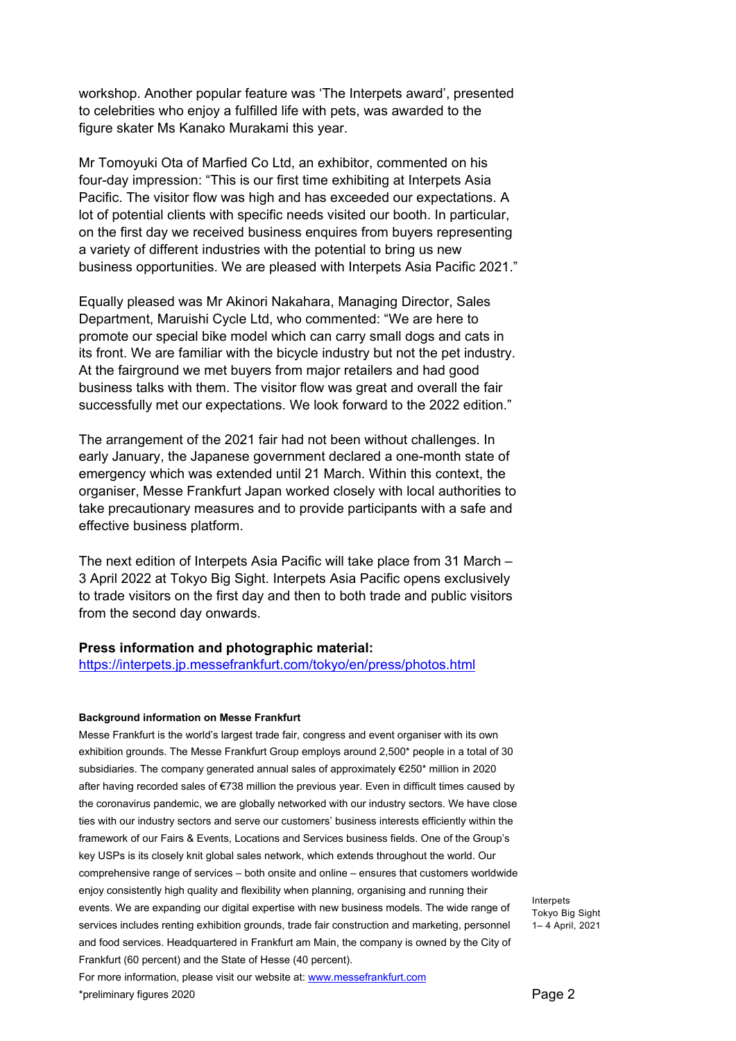workshop. Another popular feature was 'The Interpets award', presented to celebrities who enjoy a fulfilled life with pets, was awarded to the figure skater Ms Kanako Murakami this year.

Mr Tomoyuki Ota of Marfied Co Ltd, an exhibitor, commented on his four-day impression: "This is our first time exhibiting at Interpets Asia Pacific. The visitor flow was high and has exceeded our expectations. A lot of potential clients with specific needs visited our booth. In particular, on the first day we received business enquires from buyers representing a variety of different industries with the potential to bring us new business opportunities. We are pleased with Interpets Asia Pacific 2021."

Equally pleased was Mr Akinori Nakahara, Managing Director, Sales Department, Maruishi Cycle Ltd, who commented: "We are here to promote our special bike model which can carry small dogs and cats in its front. We are familiar with the bicycle industry but not the pet industry. At the fairground we met buyers from major retailers and had good business talks with them. The visitor flow was great and overall the fair successfully met our expectations. We look forward to the 2022 edition."

The arrangement of the 2021 fair had not been without challenges. In early January, the Japanese government declared a one-month state of emergency which was extended until 21 March. Within this context, the organiser, Messe Frankfurt Japan worked closely with local authorities to take precautionary measures and to provide participants with a safe and effective business platform.

The next edition of Interpets Asia Pacific will take place from 31 March – 3 April 2022 at Tokyo Big Sight. Interpets Asia Pacific opens exclusively to trade visitors on the first day and then to both trade and public visitors from the second day onwards.

**Press information and photographic material:**
https://interpets.jp.messefrankfurt.com/tokyo/en/press/photos.html

**Background information on Messe Frankfurt**

Messe Frankfurt is the world's largest trade fair, congress and event organiser with its own exhibition grounds. The Messe Frankfurt Group employs around 2,500* people in a total of 30 subsidiaries. The company generated annual sales of approximately €250* million in 2020 after having recorded sales of €738 million the previous year. Even in difficult times caused by the coronavirus pandemic, we are globally networked with our industry sectors. We have close ties with our industry sectors and serve our customers' business interests efficiently within the framework of our Fairs & Events, Locations and Services business fields. One of the Group's key USPs is its closely knit global sales network, which extends throughout the world. Our comprehensive range of services – both onsite and online – ensures that customers worldwide enjoy consistently high quality and flexibility when planning, organising and running their events. We are expanding our digital expertise with new business models. The wide range of services includes renting exhibition grounds, trade fair construction and marketing, personnel and food services. Headquartered in Frankfurt am Main, the company is owned by the City of Frankfurt (60 percent) and the State of Hesse (40 percent).

For more information, please visit our website at: www.messefrankfurt.com

*preliminary figures 2020

Interpets
Tokyo Big Sight
1– 4 April, 2021